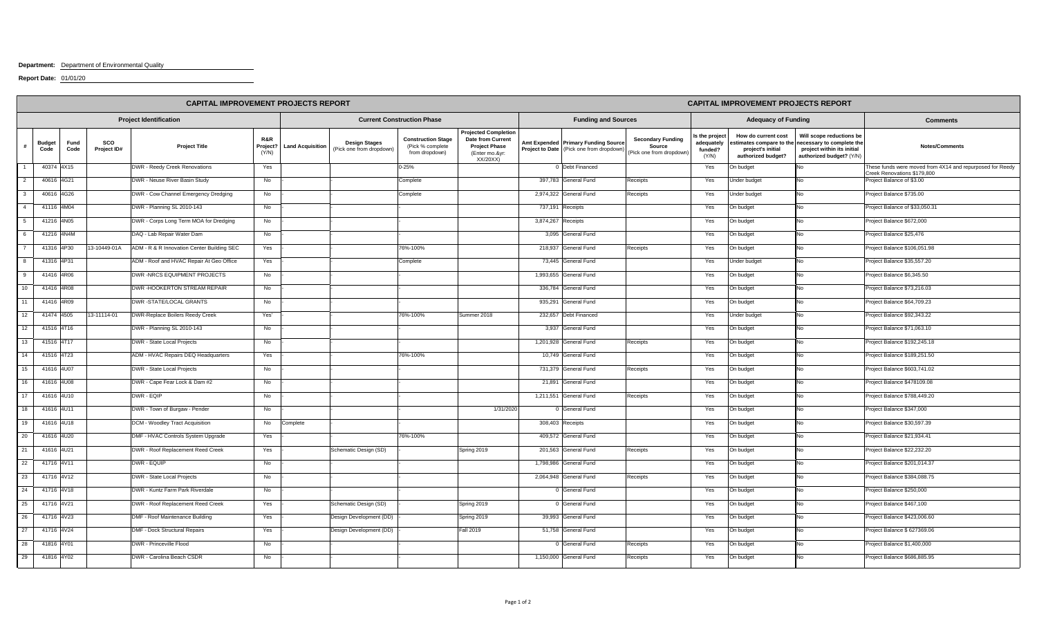**Department:** Department of Environmental Quality

**Report Date:** 01/01/20

| CAPITAL IMPROVEMENT PROJECTS REPORT | | | | | | | | | | | | | | CAPITAL IMPROVEMENT PROJECTS REPORT | | | |
|---|---|---|---|---|---|---|---|---|---|---|---|---|---|---|---|---|---|
| Project Identification | | | | | | Current Construction Phase | | | | Funding and Sources | | | Adequacy of Funding | | | | Comments |
| # | Budget Code | Fund Code | SCO Project ID# | Project Title | R&R Project? (Y/N) | Land Acquisition | Design Stages (Pick one from dropdown) | Construction Stage (Pick % complete from dropdown) | Projected Completion Date from Current Project Phase (Enter mo.&yr: XX/20XX) | Amt Expended Project to Date | Primary Funding Source (Pick one from dropdown) | Secondary Funding Source (Pick one from dropdown) | Is the project adequately funded? (Y/N) | How do current cost estimates compare to the project's initial authorized budget? | Will scope reductions be necessary to complete the project within its initial authorized budget? (Y/N) | Notes/Comments |
| 1 | 40374 | 4X15 | | DWR - Reedy Creek Renovations | Yes | | | 0-25% | | 0 | Debt Financed | | Yes | On budget | No | These funds were moved from 4X14 and repurposed for Reedy Creek Renovations $179,800 |
| 2 | 40616 | 4G21 | | DWR - Neuse River Basin Study | No | - | - | Complete | | 397,783 | General Fund | Receipts | Yes | Under budget | No | Project Balance of $3.00 |
| 3 | 40616 | 4G26 | | DWR - Cow Channel Emergency Dredging | No | - | - | Complete | | 2,974,322 | General Fund | Receipts | Yes | Under budget | No | Project Balance $735.00 |
| 4 | 41116 | 4M04 | | DWR - Planning SL 2010-143 | No | - | - | - | | 737,191 | Receipts | | Yes | On budget | No | Project Balance of $33,050.31 |
| 5 | 41216 | 4N05 | | DWR - Corps Long Term MOA for Dredging | No | - | - | - | | 3,874,267 | Receipts | | Yes | On budget | No | Project Balance $672,000 |
| 6 | 41216 | 4N4M | | DAQ - Lab Repair Water Dam | No | - | - | - | | 3,095 | General Fund | | Yes | On budget | No | Project Balance $25,476 |
| 7 | 41316 | 4P30 | 13-10449-01A | ADM - R & R Innovation Center Building SEC | Yes | - | - | 76%-100% | | 218,937 | General Fund | Receipts | Yes | On budget | No | Project Balance $106,051.98 |
| 8 | 41316 | 4P31 | | ADM - Roof and HVAC Repair At Geo Office | Yes | - | - | Complete | | 73,445 | General Fund | | Yes | Under budget | No | Project Balance $35,557.20 |
| 9 | 41416 | 4R06 | | DWR -NRCS EQUIPMENT PROJECTS | No | - | - | - | | 1,993,655 | General Fund | | Yes | On budget | No | Project Balance $6,345.50 |
| 10 | 41416 | 4R08 | | DWR -HOOKERTON STREAM REPAIR | No | - | - | - | | 336,784 | General Fund | | Yes | On budget | No | Project Balance $73,216.03 |
| 11 | 41416 | 4R09 | | DWR -STATE/LOCAL GRANTS | No | - | - | - | | 935,291 | General Fund | | Yes | On budget | No | Project Balance $64,709.23 |
| 12 | 41474 | 4505 | 13-11114-01 | DWR-Replace Boilers Reedy Creek | Yes' | - | | 76%-100% | Summer 2018 | 232,657 | Debt Financed | | Yes | Under budget | No | Project Balance $92,343.22 |
| 12 | 41516 | 4T16 | | DWR - Planning SL 2010-143 | No | - | - | - | | 3,937 | General Fund | | Yes | On budget | No | Project Balance $71,063.10 |
| 13 | 41516 | 4T17 | | DWR - State Local Projects | No | - | - | - | | 1,201,928 | General Fund | Receipts | Yes | On budget | No | Project Balance $192,245.18 |
| 14 | 41516 | 4T23 | | ADM - HVAC Repairs DEQ Headquarters | Yes | - | - | 76%-100% | | 10,749 | General Fund | | Yes | On budget | No | Project Balance $189,251.50 |
| 15 | 41616 | 4U07 | | DWR - State Local Projects | No | - | - | - | | 731,379 | General Fund | Receipts | Yes | On budget | No | Project Balance $603,741.02 |
| 16 | 41616 | 4U08 | | DWR - Cape Fear Lock & Dam #2 | No | - | - | - | | 21,891 | General Fund | | Yes | On budget | No | Project Balance $478109.08 |
| 17 | 41616 | 4U10 | | DWR - EQIP | No | - | - | - | | 1,211,551 | General Fund | Receipts | Yes | On budget | No | Project Balance $788,449.20 |
| 18 | 41616 | 4U11 | | DWR - Town of Burgaw - Pender | No | - | - | - | 1/31/2020 | 0 | General Fund | | Yes | On budget | No | Project Balance $347,000 |
| 19 | 41616 | 4U18 | | DCM - Woodley Tract Acquisition | No | Complete | | | | 308,403 | Receipts | | Yes | On budget | No | Project Balance $30,597.39 |
| 20 | 41616 | 4U20 | | DMF - HVAC Controls System Upgrade | Yes | - | - | 76%-100% | | 409,572 | General Fund | | Yes | On budget | No | Project Balance $21,934.41 |
| 21 | 41616 | 4U21 | | DWR - Roof Replacement Reed Creek | Yes | - | Schematic Design (SD) | - | Spring 2019 | 201,563 | General Fund | Receipts | Yes | On budget | No | Project Balance $22,232.20 |
| 22 | 41716 | 4V11 | | DWR - EQUIP | No | - | - | - | | 1,798,986 | General Fund | | Yes | On budget | No | Project Balance $201,014.37 |
| 23 | 41716 | 4V12 | | DWR - State Local Projects | No | - | - | - | | 2,064,948 | General Fund | Receipts | Yes | On budget | No | Project Balance $384,088.75 |
| 24 | 41716 | 4V18 | | DWR - Kuntz Farm Park Riverdale | No | - | - | - | | 0 | General Fund | | Yes | On budget | No | Project Balance $250,000 |
| 25 | 41716 | 4V21 | | DWR - Roof Replacement Reed Creek | Yes | - | Schematic Design (SD) | - | Spring 2019 | 0 | General Fund | | Yes | On budget | No | Project Balance $467,100 |
| 26 | 41716 | 4V23 | | DMF - Roof Maintenance Building | Yes | - | Design Development (DD) | - | Spring 2019 | 39,993 | General Fund | | Yes | On budget | No | Project Balance $423,006.60 |
| 27 | 41716 | 4V24 | | DMF - Dock Structural Repairs | Yes | - | Design Development (DD) | - | Fall 2019 | 51,758 | General Fund | | Yes | On budget | No | Project Balance $ 627369.06 |
| 28 | 41816 | 4Y01 | | DWR - Princeville Flood | No | - | - | - | | 0 | General Fund | Receipts | Yes | On budget | No | Project Balance $1,400,000 |
| 29 | 41816 | 4Y02 | | DWR - Carolina Beach CSDR | No | - | - | - | | 1,150,000 | General Fund | Receipts | Yes | On budget | No | Project Balance $686,885.95 |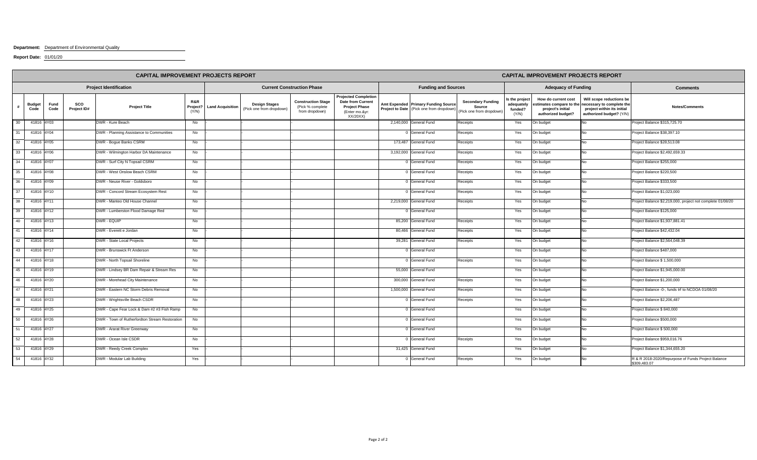**Department:** Department of Environmental Quality

**Report Date:** 01/01/20

| CAPITAL IMPROVEMENT PROJECTS REPORT | | | | | | | | | | | | | | CAPITAL IMPROVEMENT PROJECTS REPORT | | | |
|---|---|---|---|---|---|---|---|---|---|---|---|---|---|---|---|---|---|
| Project Identification | | | | | | Current Construction Phase | | | | Funding and Sources | | | | Adequacy of Funding | | | Comments |
| # | Budget Code | Fund Code | SCO Project ID# | Project Title | R&R Project? (Y/N) | Land Acquisition | Design Stages (Pick one from dropdown) | Construction Stage (Pick % complete from dropdown) | Projected Completion Date from Current Project Phase (Enter mo.&yr: XX/20XX) | Amt Expended Project to Date | Primary Funding Source (Pick one from dropdown) | Secondary Funding Source (Pick one from dropdown) | Is the project adequately funded? (Y/N) | How do current cost estimates compare to the project's initial authorized budget? | Will scope reductions be necessary to complete the project within its initial authorized budget? (Y/N) | Notes/Comments |
| 30 | 41816 | 4Y03 | | DWR - Kure Beach | No | - | - | - | | 2,140,000 | General Fund | Receipts | Yes | On budget | No | Project Balance $315,725.70 |
| 31 | 41816 | 4Y04 | | DWR - Planning Assistance to Communities | No | - | - | - | | 0 | General Fund | Receipts | Yes | On budget | No | Project Balance $38,397.10 |
| 32 | 41816 | 4Y05 | | DWR - Bogue Banks CSRM | No | - | - | - | | 173,487 | General Fund | Receipts | Yes | On budget | No | Project Balance $28,513.08 |
| 33 | 41816 | 4Y06 | | DWR - Wilmington Harbor DA Maintenance | No | - | - | - | | 3,192,000 | General Fund | Receipts | Yes | On budget | No | Project Balance $2,492,659.33 |
| 34 | 41816 | 4Y07 | | DWR - Surf City N Topsail CSRM | No | - | - | - | | 0 | General Fund | Receipts | Yes | On budget | No | Project Balance $255,000 |
| 35 | 41816 | 4Y08 | | DWR - West Onslow Beach CSRM | No | - | - | - | | 0 | General Fund | Receipts | Yes | On budget | No | Project Balance $220,500 |
| 36 | 41816 | 4Y09 | | DWR - Neuse River - Goldsboro | No | - | - | - | | 0 | General Fund | Receipts | Yes | On budget | No | Project Balance $333,500 |
| 37 | 41816 | 4Y10 | | DWR - Concord Stream Ecosystem Rest | No | - | - | - | | 0 | General Fund | Receipts | Yes | On budget | No | Project Balance $1,023,000 |
| 38 | 41816 | 4Y11 | | DWR - Manteo Old House Channel | No | - | - | - | | 2,219,000 | General Fund | Receipts | Yes | On budget | No | Project Balance $2,219,000, project not complete 01/08/20 |
| 39 | 41816 | 4Y12 | | DWR - Lumberston Flood Damage Red | No | - | - | - | | 0 | General Fund | | Yes | On budget | No | Project Balance $125,000 |
| 40 | 41816 | 4Y13 | | DWR - EQUIP | No | - | - | - | | 85,200 | General Fund | Receipts | Yes | On budget | No | Project Balance $1,937,881.41 |
| 41 | 41816 | 4Y14 | | DWR - Everett e Jordan | No | - | - | - | | 80,466 | General Fund | Receipts | Yes | On budget | No | Project Balance $42,432.04 |
| 42 | 41816 | 4Y16 | | DWR - State Local Projects | No | - | - | - | | 39,281 | General Fund | Receipts | Yes | On budget | No | Project Balance $2,564,048.39 |
| 43 | 41816 | 4Y17 | | DWR - Brunswick Ft Anderson | No | - | - | - | | 0 | General Fund | | Yes | On budget | No | Project Balance $487,000 |
| 44 | 41816 | 4Y18 | | DWR - North Topsail Shoreline | No | - | - | - | | 0 | General Fund | Receipts | Yes | On budget | No | Project Balance $ 1,500,000 |
| 45 | 41816 | 4Y19 | | DWR - Lindsey BR Dam Repair & Stream Res | No | - | - | - | | 55,000 | General Fund | | Yes | On budget | No | Project Balance $1,945,000.00 |
| 46 | 41816 | 4Y20 | | DWR - Morehead City Maintenance | No | - | - | - | | 300,000 | General Fund | Receipts | Yes | On budget | No | Project Balance $1,200,000 |
| 47 | 41816 | 4Y21 | | DWR - Eastern NC Storm Debris Removal | No | - | - | - | | 1,500,000 | General Fund | Receipts | Yes | On budget | No | Project Balance -0-, funds trf to NCDOA 01/08/20 |
| 48 | 41816 | 4Y23 | | DWR - Wrightsville Beach CSDR | No | - | - | - | | 0 | General Fund | Receipts | Yes | On budget | No | Project Balance $2,206,487 |
| 49 | 41816 | 4Y25 | | DWR - Cape Fear Lock & Dam #2 #3 Fish Ramp | No | - | - | - | | 0 | General Fund | | Yes | On budget | No | Project Balance $ 840,000 |
| 50 | 41816 | 4Y26 | | DWR - Town of Rutherfordton Stream Restoration | No | | | | | 0 | General Fund | | Yes | On budget | No | Project Balance $500,000 |
| 51 | 41816 | 4Y27 | | DWR - Ararat River Greenway | No | | | | | 0 | General Fund | | Yes | On budget | No | Project Balance $ 500,000 |
| 52 | 41816 | 4Y28 | | DWR - Ocean Isle CSDR | No | - | - | - | | 0 | General Fund | Receipts | Yes | On budget | No | Project Balance $959,016.76 |
| 53 | 41816 | 4Y29 | | DWR - Reedy Creek Complex | Yes | - | - | - | | 31,425 | General Fund | | Yes | On budget | No | Project Balance $1,344,655.20 |
| 54 | 41816 | 4Y32 | | DWR - Modular Lab Building | Yes | - | - | - | | 0 | General Fund | Receipts | Yes | On budget | No | R & R 2018-2020/Repurpose of Funds Project Balance $309,483.07 |